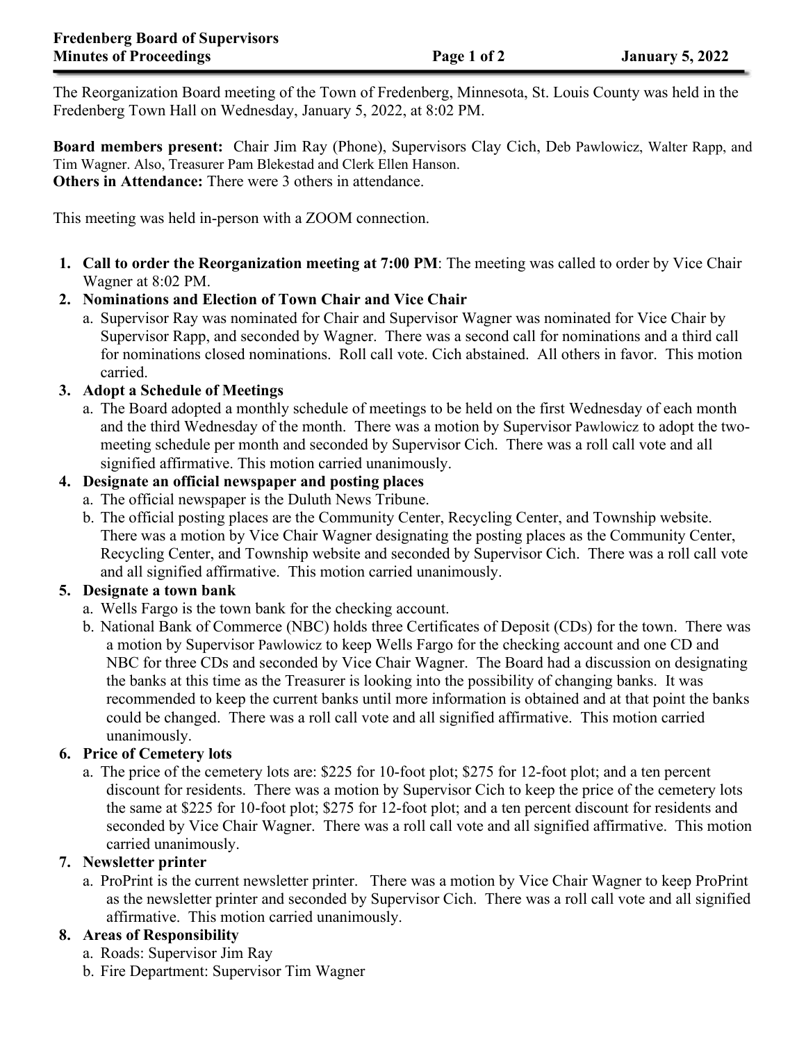# Fredenberg Board of Supervisors
## Minutes of Proceedings

January 5, 2022

The Reorganization Board meeting of the Town of Fredenberg, Minnesota, St. Louis County was held in the Fredenberg Town Hall on Wednesday, January 5, 2022, at 8:02 PM.

**Board members present:** Chair Jim Ray (Phone), Supervisors Clay Cich, Deb Pawlowicz, Walter Rapp, and Tim Wagner. Also, Treasurer Pam Blekestad and Clerk Ellen Hanson.
**Others in Attendance:** There were 3 others in attendance.

This meeting was held in-person with a ZOOM connection.

1. **Call to order the Reorganization meeting at 7:00 PM**: The meeting was called to order by Vice Chair Wagner at 8:02 PM.
2. **Nominations and Election of Town Chair and Vice Chair**
   a. Supervisor Ray was nominated for Chair and Supervisor Wagner was nominated for Vice Chair by Supervisor Rapp, and seconded by Wagner. There was a second call for nominations and a third call for nominations closed nominations. Roll call vote. Cich abstained. All others in favor. This motion carried.
3. **Adopt a Schedule of Meetings**
   a. The Board adopted a monthly schedule of meetings to be held on the first Wednesday of each month and the third Wednesday of the month. There was a motion by Supervisor Pawlowicz to adopt the two-meeting schedule per month and seconded by Supervisor Cich. There was a roll call vote and all signified affirmative. This motion carried unanimously.
4. **Designate an official newspaper and posting places**
   a. The official newspaper is the Duluth News Tribune.
   b. The official posting places are the Community Center, Recycling Center, and Township website. There was a motion by Vice Chair Wagner designating the posting places as the Community Center, Recycling Center, and Township website and seconded by Supervisor Cich. There was a roll call vote and all signified affirmative. This motion carried unanimously.
5. **Designate a town bank**
   a. Wells Fargo is the town bank for the checking account.
   b. National Bank of Commerce (NBC) holds three Certificates of Deposit (CDs) for the town. There was a motion by Supervisor Pawlowicz to keep Wells Fargo for the checking account and one CD and NBC for three CDs and seconded by Vice Chair Wagner. The Board had a discussion on designating the banks at this time as the Treasurer is looking into the possibility of changing banks. It was recommended to keep the current banks until more information is obtained and at that point the banks could be changed. There was a roll call vote and all signified affirmative. This motion carried unanimously.
6. **Price of Cemetery lots**
   a. The price of the cemetery lots are: $225 for 10-foot plot; $275 for 12-foot plot; and a ten percent discount for residents. There was a motion by Supervisor Cich to keep the price of the cemetery lots the same at $225 for 10-foot plot; $275 for 12-foot plot; and a ten percent discount for residents and seconded by Vice Chair Wagner. There was a roll call vote and all signified affirmative. This motion carried unanimously.
7. **Newsletter printer**
   a. ProPrint is the current newsletter printer. There was a motion by Vice Chair Wagner to keep ProPrint as the newsletter printer and seconded by Supervisor Cich. There was a roll call vote and all signified affirmative. This motion carried unanimously.
8. **Areas of Responsibility**
   a. Roads: Supervisor Jim Ray
   b. Fire Department: Supervisor Tim Wagner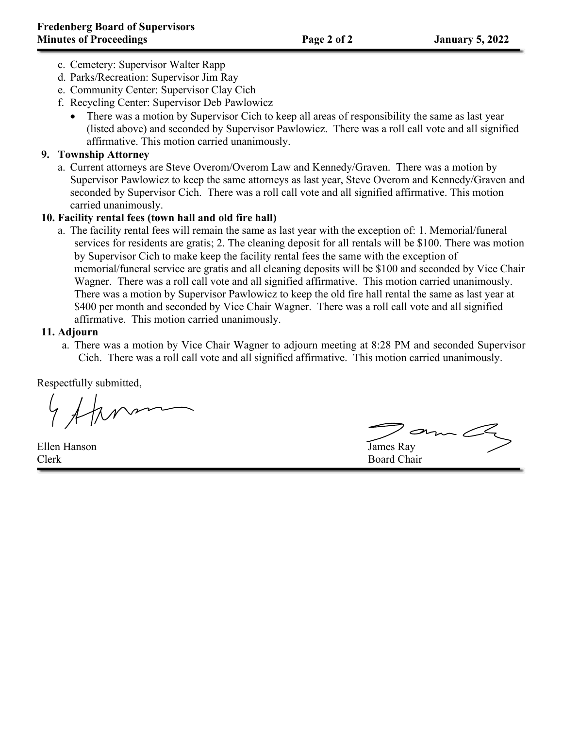c. Cemetery: Supervisor Walter Rapp
d. Parks/Recreation: Supervisor Jim Ray
e. Community Center: Supervisor Clay Cich
f. Recycling Center: Supervisor Deb Pawlowicz
   - There was a motion by Supervisor Cich to keep all areas of responsibility the same as last year (listed above) and seconded by Supervisor Pawlowicz. There was a roll call vote and all signified affirmative. This motion carried unanimously.

**9. Township Attorney**

a. Current attorneys are Steve Overom/Overom Law and Kennedy/Graven. There was a motion by Supervisor Pawlowicz to keep the same attorneys as last year, Steve Overom and Kennedy/Graven and seconded by Supervisor Cich. There was a roll call vote and all signified affirmative. This motion carried unanimously.

**10. Facility rental fees (town hall and old fire hall)**

a. The facility rental fees will remain the same as last year with the exception of: 1. Memorial/funeral services for residents are gratis; 2. The cleaning deposit for all rentals will be $100. There was motion by Supervisor Cich to make keep the facility rental fees the same with the exception of memorial/funeral service are gratis and all cleaning deposits will be $100 and seconded by Vice Chair Wagner. There was a roll call vote and all signified affirmative. This motion carried unanimously. There was a motion by Supervisor Pawlowicz to keep the old fire hall rental the same as last year at $400 per month and seconded by Vice Chair Wagner. There was a roll call vote and all signified affirmative. This motion carried unanimously.

**11. Adjourn**

a. There was a motion by Vice Chair Wagner to adjourn meeting at 8:28 PM and seconded Supervisor Cich. There was a roll call vote and all signified affirmative. This motion carried unanimously.

Respectfully submitted,

Ellen Hanson
Clerk

James Ray
Board Chair